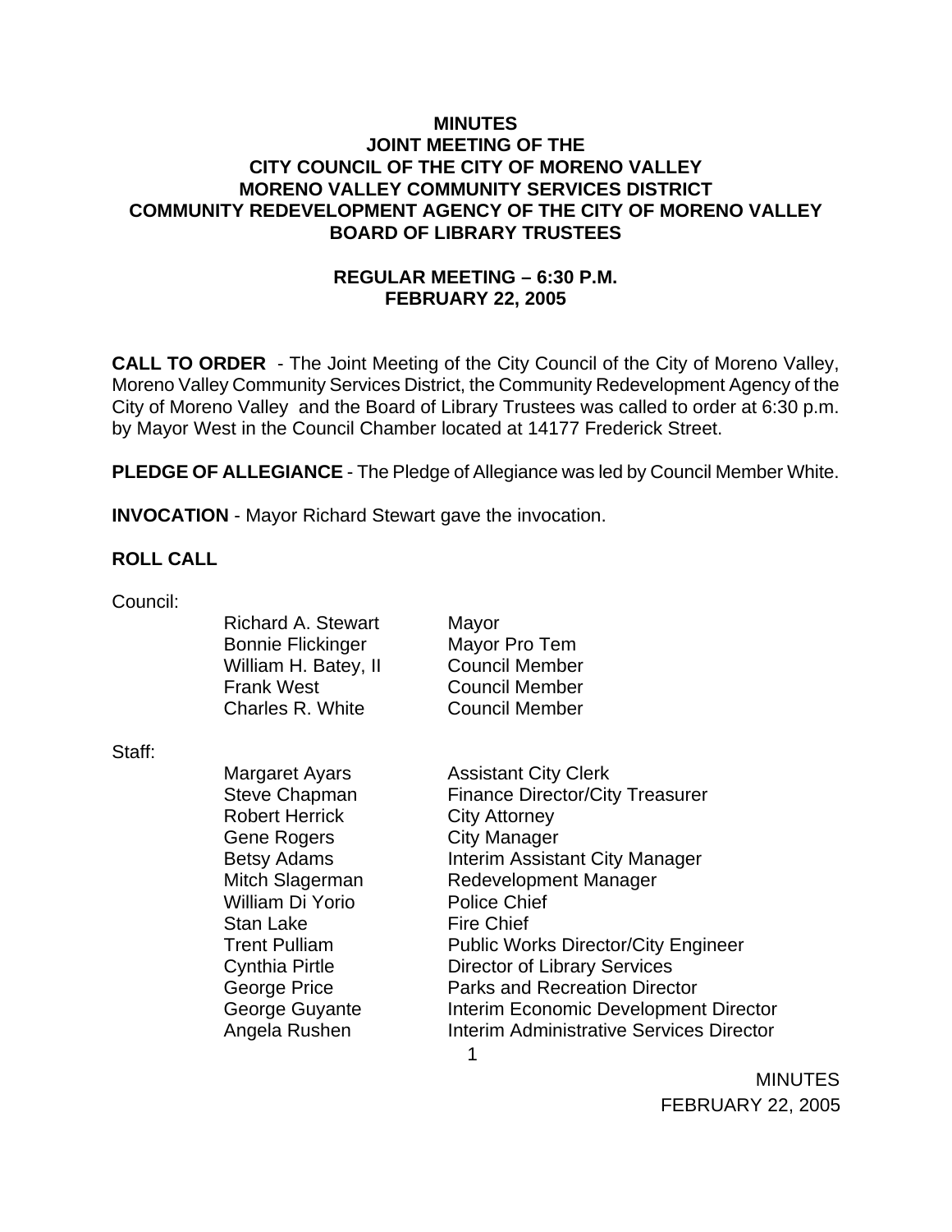**MINUTES**
**JOINT MEETING OF THE**
**CITY COUNCIL OF THE CITY OF MORENO VALLEY**
**MORENO VALLEY COMMUNITY SERVICES DISTRICT**
**COMMUNITY REDEVELOPMENT AGENCY OF THE CITY OF MORENO VALLEY**
**BOARD OF LIBRARY TRUSTEES**

**REGULAR MEETING – 6:30 P.M.**
**FEBRUARY 22, 2005**

**CALL TO ORDER** - The Joint Meeting of the City Council of the City of Moreno Valley, Moreno Valley Community Services District, the Community Redevelopment Agency of the City of Moreno Valley and the Board of Library Trustees was called to order at 6:30 p.m. by Mayor West in the Council Chamber located at 14177 Frederick Street.

**PLEDGE OF ALLEGIANCE** - The Pledge of Allegiance was led by Council Member White.

**INVOCATION** - Mayor Richard Stewart gave the invocation.

**ROLL CALL**

Council:

| | |
|---|---|
| Richard A. Stewart | Mayor |
| Bonnie Flickinger | Mayor Pro Tem |
| William H. Batey, II | Council Member |
| Frank West | Council Member |
| Charles R. White | Council Member |

Staff:

| | |
|---|---|
| Margaret Ayars | Assistant City Clerk |
| Steve Chapman | Finance Director/City Treasurer |
| Robert Herrick | City Attorney |
| Gene Rogers | City Manager |
| Betsy Adams | Interim Assistant City Manager |
| Mitch Slagerman | Redevelopment Manager |
| William Di Yorio | Police Chief |
| Stan Lake | Fire Chief |
| Trent Pulliam | Public Works Director/City Engineer |
| Cynthia Pirtle | Director of Library Services |
| George Price | Parks and Recreation Director |
| George Guyante | Interim Economic Development Director |
| Angela Rushen | Interim Administrative Services Director |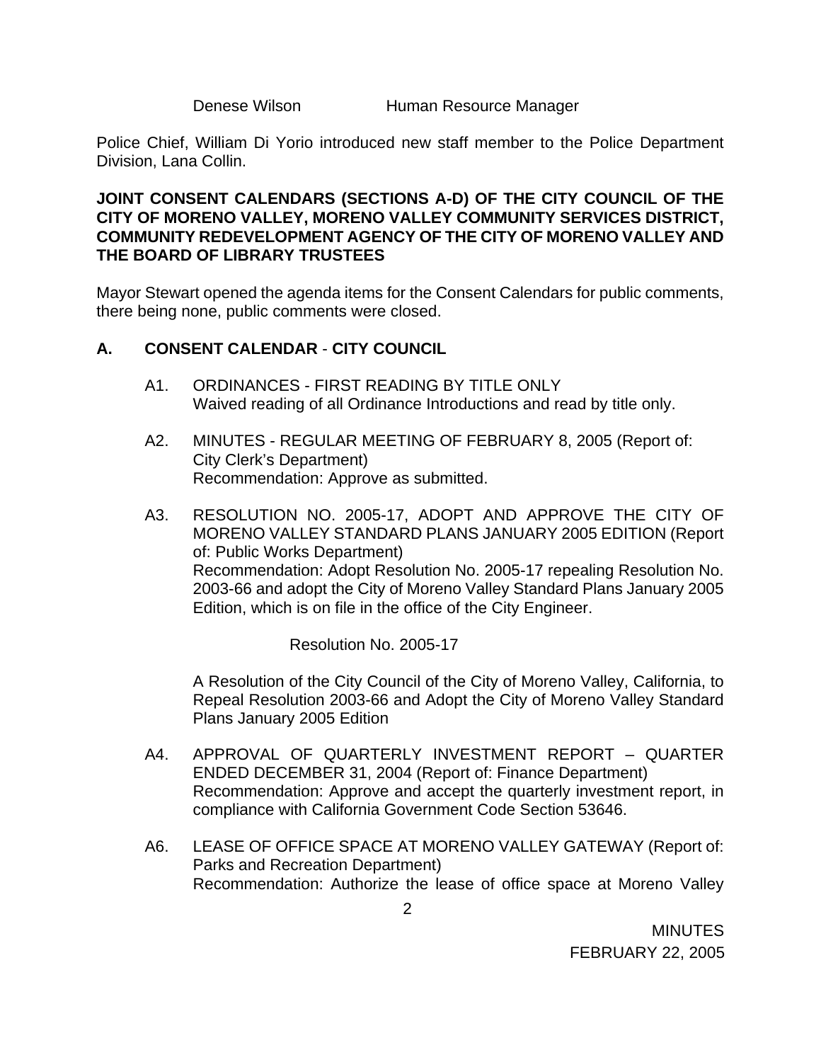Denese Wilson Human Resource Manager

Police Chief, William Di Yorio introduced new staff member to the Police Department Division, Lana Collin.

**JOINT CONSENT CALENDARS (SECTIONS A-D) OF THE CITY COUNCIL OF THE CITY OF MORENO VALLEY, MORENO VALLEY COMMUNITY SERVICES DISTRICT, COMMUNITY REDEVELOPMENT AGENCY OF THE CITY OF MORENO VALLEY AND THE BOARD OF LIBRARY TRUSTEES**

Mayor Stewart opened the agenda items for the Consent Calendars for public comments, there being none, public comments were closed.

**A. CONSENT CALENDAR - CITY COUNCIL**

A1. ORDINANCES - FIRST READING BY TITLE ONLY
Waived reading of all Ordinance Introductions and read by title only.

A2. MINUTES - REGULAR MEETING OF FEBRUARY 8, 2005 (Report of: City Clerk's Department)
Recommendation: Approve as submitted.

A3. RESOLUTION NO. 2005-17, ADOPT AND APPROVE THE CITY OF MORENO VALLEY STANDARD PLANS JANUARY 2005 EDITION (Report of: Public Works Department)
Recommendation: Adopt Resolution No. 2005-17 repealing Resolution No. 2003-66 and adopt the City of Moreno Valley Standard Plans January 2005 Edition, which is on file in the office of the City Engineer.

Resolution No. 2005-17

A Resolution of the City Council of the City of Moreno Valley, California, to Repeal Resolution 2003-66 and Adopt the City of Moreno Valley Standard Plans January 2005 Edition

A4. APPROVAL OF QUARTERLY INVESTMENT REPORT – QUARTER ENDED DECEMBER 31, 2004 (Report of: Finance Department)
Recommendation: Approve and accept the quarterly investment report, in compliance with California Government Code Section 53646.

A6. LEASE OF OFFICE SPACE AT MORENO VALLEY GATEWAY (Report of: Parks and Recreation Department)
Recommendation: Authorize the lease of office space at Moreno Valley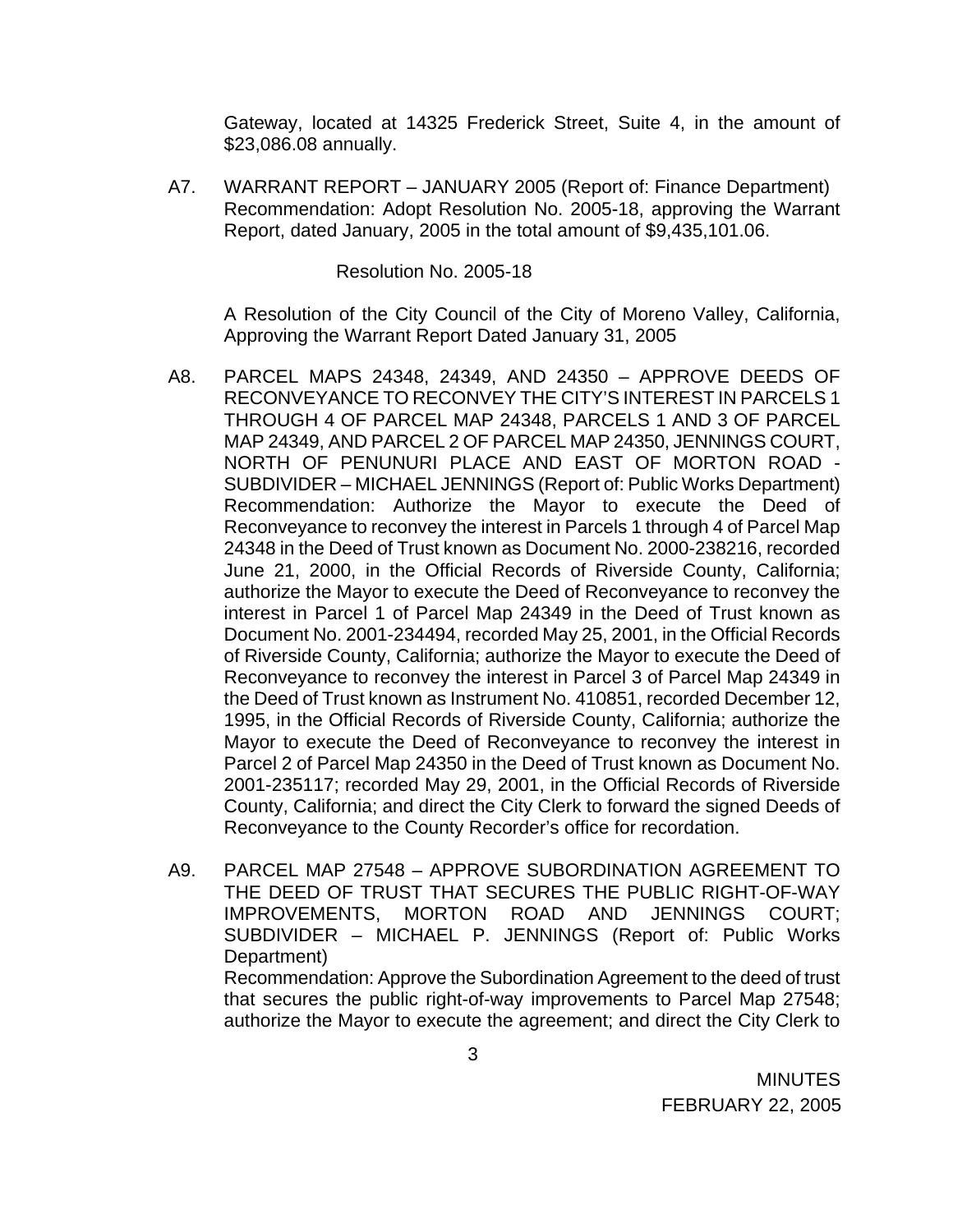Gateway, located at 14325 Frederick Street, Suite 4, in the amount of $23,086.08 annually.

A7. WARRANT REPORT – JANUARY 2005 (Report of: Finance Department)
Recommendation: Adopt Resolution No. 2005-18, approving the Warrant Report, dated January, 2005 in the total amount of $9,435,101.06.

Resolution No. 2005-18

A Resolution of the City Council of the City of Moreno Valley, California, Approving the Warrant Report Dated January 31, 2005

A8. PARCEL MAPS 24348, 24349, AND 24350 – APPROVE DEEDS OF RECONVEYANCE TO RECONVEY THE CITY'S INTEREST IN PARCELS 1 THROUGH 4 OF PARCEL MAP 24348, PARCELS 1 AND 3 OF PARCEL MAP 24349, AND PARCEL 2 OF PARCEL MAP 24350, JENNINGS COURT, NORTH OF PENUNURI PLACE AND EAST OF MORTON ROAD - SUBDIVIDER – MICHAEL JENNINGS (Report of: Public Works Department)
Recommendation: Authorize the Mayor to execute the Deed of Reconveyance to reconvey the interest in Parcels 1 through 4 of Parcel Map 24348 in the Deed of Trust known as Document No. 2000-238216, recorded June 21, 2000, in the Official Records of Riverside County, California; authorize the Mayor to execute the Deed of Reconveyance to reconvey the interest in Parcel 1 of Parcel Map 24349 in the Deed of Trust known as Document No. 2001-234494, recorded May 25, 2001, in the Official Records of Riverside County, California; authorize the Mayor to execute the Deed of Reconveyance to reconvey the interest in Parcel 3 of Parcel Map 24349 in the Deed of Trust known as Instrument No. 410851, recorded December 12, 1995, in the Official Records of Riverside County, California; authorize the Mayor to execute the Deed of Reconveyance to reconvey the interest in Parcel 2 of Parcel Map 24350 in the Deed of Trust known as Document No. 2001-235117; recorded May 29, 2001, in the Official Records of Riverside County, California; and direct the City Clerk to forward the signed Deeds of Reconveyance to the County Recorder's office for recordation.

A9. PARCEL MAP 27548 – APPROVE SUBORDINATION AGREEMENT TO THE DEED OF TRUST THAT SECURES THE PUBLIC RIGHT-OF-WAY IMPROVEMENTS, MORTON ROAD AND JENNINGS COURT; SUBDIVIDER – MICHAEL P. JENNINGS (Report of: Public Works Department)
Recommendation: Approve the Subordination Agreement to the deed of trust that secures the public right-of-way improvements to Parcel Map 27548; authorize the Mayor to execute the agreement; and direct the City Clerk to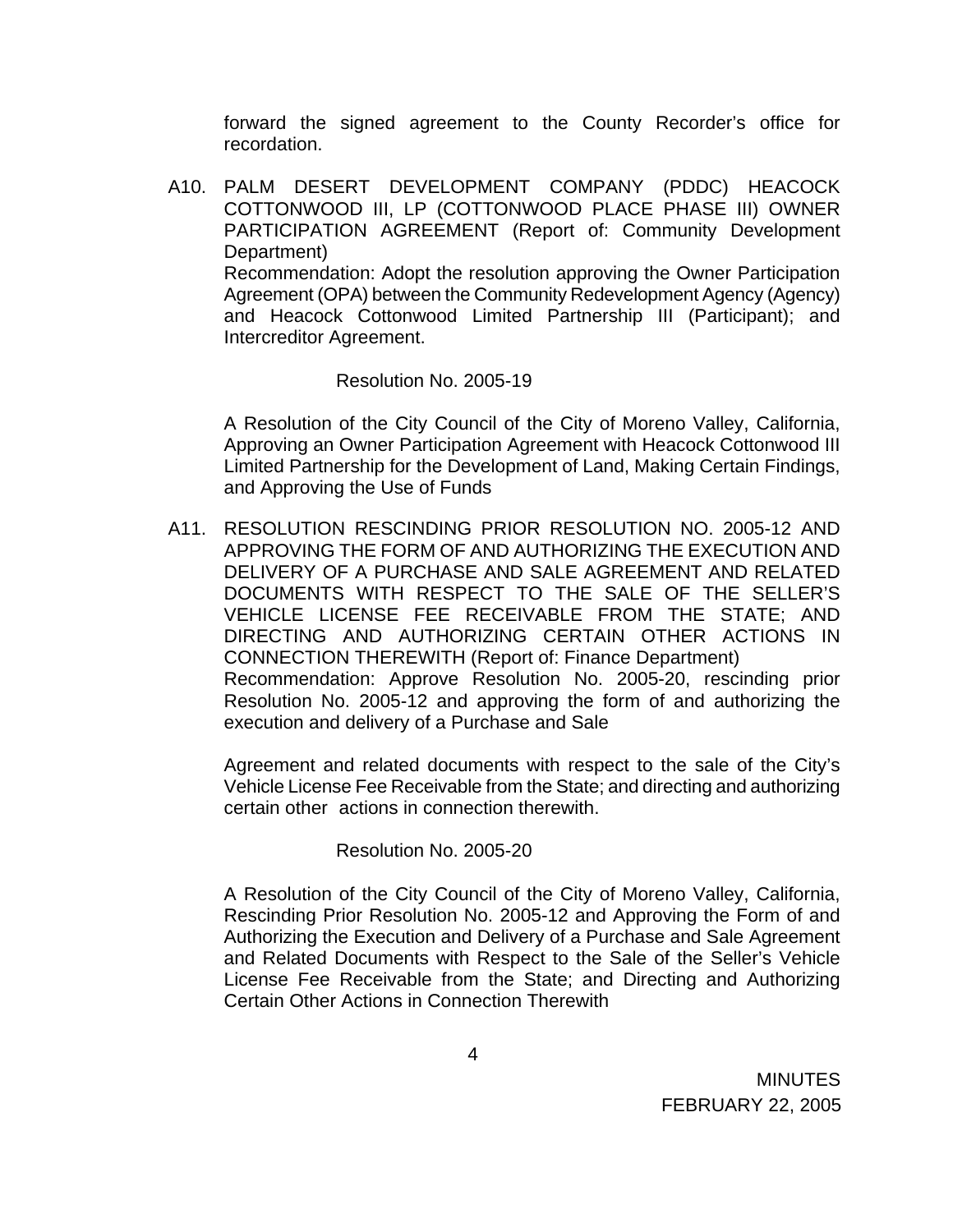forward the signed agreement to the County Recorder's office for recordation.

A10. PALM DESERT DEVELOPMENT COMPANY (PDDC) HEACOCK COTTONWOOD III, LP (COTTONWOOD PLACE PHASE III) OWNER PARTICIPATION AGREEMENT (Report of: Community Development Department)
Recommendation: Adopt the resolution approving the Owner Participation Agreement (OPA) between the Community Redevelopment Agency (Agency) and Heacock Cottonwood Limited Partnership III (Participant); and Intercreditor Agreement.

Resolution No. 2005-19

A Resolution of the City Council of the City of Moreno Valley, California, Approving an Owner Participation Agreement with Heacock Cottonwood III Limited Partnership for the Development of Land, Making Certain Findings, and Approving the Use of Funds

A11. RESOLUTION RESCINDING PRIOR RESOLUTION NO. 2005-12 AND APPROVING THE FORM OF AND AUTHORIZING THE EXECUTION AND DELIVERY OF A PURCHASE AND SALE AGREEMENT AND RELATED DOCUMENTS WITH RESPECT TO THE SALE OF THE SELLER'S VEHICLE LICENSE FEE RECEIVABLE FROM THE STATE; AND DIRECTING AND AUTHORIZING CERTAIN OTHER ACTIONS IN CONNECTION THEREWITH (Report of: Finance Department)
Recommendation: Approve Resolution No. 2005-20, rescinding prior Resolution No. 2005-12 and approving the form of and authorizing the execution and delivery of a Purchase and Sale

Agreement and related documents with respect to the sale of the City's Vehicle License Fee Receivable from the State; and directing and authorizing certain other actions in connection therewith.

Resolution No. 2005-20

A Resolution of the City Council of the City of Moreno Valley, California, Rescinding Prior Resolution No. 2005-12 and Approving the Form of and Authorizing the Execution and Delivery of a Purchase and Sale Agreement and Related Documents with Respect to the Sale of the Seller's Vehicle License Fee Receivable from the State; and Directing and Authorizing Certain Other Actions in Connection Therewith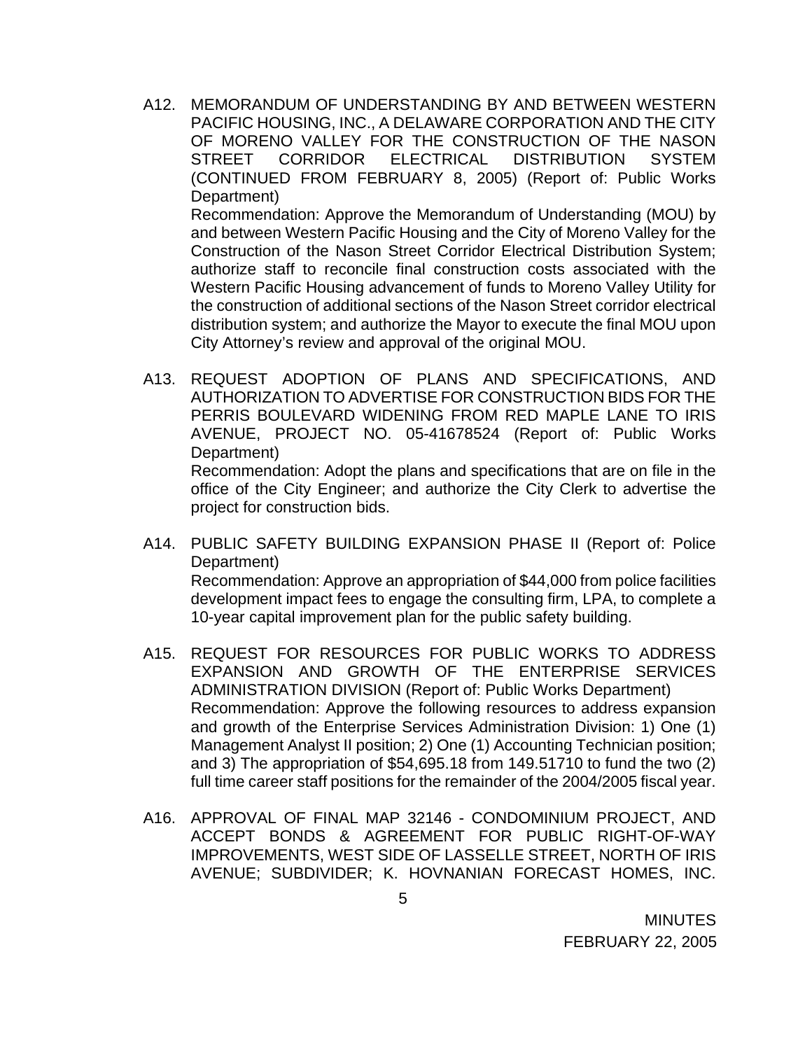A12. MEMORANDUM OF UNDERSTANDING BY AND BETWEEN WESTERN PACIFIC HOUSING, INC., A DELAWARE CORPORATION AND THE CITY OF MORENO VALLEY FOR THE CONSTRUCTION OF THE NASON STREET CORRIDOR ELECTRICAL DISTRIBUTION SYSTEM (CONTINUED FROM FEBRUARY 8, 2005) (Report of: Public Works Department)

Recommendation: Approve the Memorandum of Understanding (MOU) by and between Western Pacific Housing and the City of Moreno Valley for the Construction of the Nason Street Corridor Electrical Distribution System; authorize staff to reconcile final construction costs associated with the Western Pacific Housing advancement of funds to Moreno Valley Utility for the construction of additional sections of the Nason Street corridor electrical distribution system; and authorize the Mayor to execute the final MOU upon City Attorney's review and approval of the original MOU.

A13. REQUEST ADOPTION OF PLANS AND SPECIFICATIONS, AND AUTHORIZATION TO ADVERTISE FOR CONSTRUCTION BIDS FOR THE PERRIS BOULEVARD WIDENING FROM RED MAPLE LANE TO IRIS AVENUE, PROJECT NO. 05-41678524 (Report of: Public Works Department)

Recommendation: Adopt the plans and specifications that are on file in the office of the City Engineer; and authorize the City Clerk to advertise the project for construction bids.

A14. PUBLIC SAFETY BUILDING EXPANSION PHASE II (Report of: Police Department)

Recommendation: Approve an appropriation of $44,000 from police facilities development impact fees to engage the consulting firm, LPA, to complete a 10-year capital improvement plan for the public safety building.

A15. REQUEST FOR RESOURCES FOR PUBLIC WORKS TO ADDRESS EXPANSION AND GROWTH OF THE ENTERPRISE SERVICES ADMINISTRATION DIVISION (Report of: Public Works Department)

Recommendation: Approve the following resources to address expansion and growth of the Enterprise Services Administration Division: 1) One (1) Management Analyst II position; 2) One (1) Accounting Technician position; and 3) The appropriation of $54,695.18 from 149.51710 to fund the two (2) full time career staff positions for the remainder of the 2004/2005 fiscal year.

A16. APPROVAL OF FINAL MAP 32146 - CONDOMINIUM PROJECT, AND ACCEPT BONDS & AGREEMENT FOR PUBLIC RIGHT-OF-WAY IMPROVEMENTS, WEST SIDE OF LASSELLE STREET, NORTH OF IRIS AVENUE; SUBDIVIDER; K. HOVNANIAN FORECAST HOMES, INC.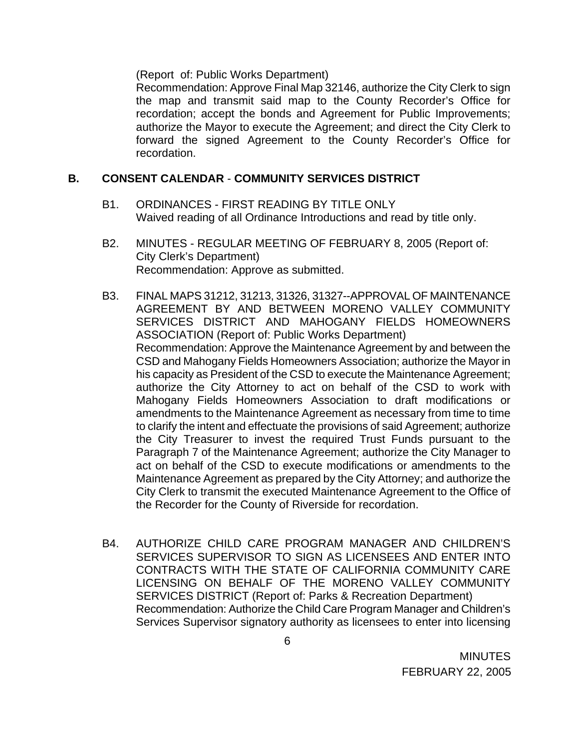(Report of: Public Works Department)
Recommendation: Approve Final Map 32146, authorize the City Clerk to sign the map and transmit said map to the County Recorder's Office for recordation; accept the bonds and Agreement for Public Improvements; authorize the Mayor to execute the Agreement; and direct the City Clerk to forward the signed Agreement to the County Recorder's Office for recordation.

## B. CONSENT CALENDAR - COMMUNITY SERVICES DISTRICT

B1. ORDINANCES - FIRST READING BY TITLE ONLY
Waived reading of all Ordinance Introductions and read by title only.

B2. MINUTES - REGULAR MEETING OF FEBRUARY 8, 2005 (Report of: City Clerk's Department)
Recommendation: Approve as submitted.

B3. FINAL MAPS 31212, 31213, 31326, 31327--APPROVAL OF MAINTENANCE AGREEMENT BY AND BETWEEN MORENO VALLEY COMMUNITY SERVICES DISTRICT AND MAHOGANY FIELDS HOMEOWNERS ASSOCIATION (Report of: Public Works Department)
Recommendation: Approve the Maintenance Agreement by and between the CSD and Mahogany Fields Homeowners Association; authorize the Mayor in his capacity as President of the CSD to execute the Maintenance Agreement; authorize the City Attorney to act on behalf of the CSD to work with Mahogany Fields Homeowners Association to draft modifications or amendments to the Maintenance Agreement as necessary from time to time to clarify the intent and effectuate the provisions of said Agreement; authorize the City Treasurer to invest the required Trust Funds pursuant to the Paragraph 7 of the Maintenance Agreement; authorize the City Manager to act on behalf of the CSD to execute modifications or amendments to the Maintenance Agreement as prepared by the City Attorney; and authorize the City Clerk to transmit the executed Maintenance Agreement to the Office of the Recorder for the County of Riverside for recordation.

B4. AUTHORIZE CHILD CARE PROGRAM MANAGER AND CHILDREN'S SERVICES SUPERVISOR TO SIGN AS LICENSEES AND ENTER INTO CONTRACTS WITH THE STATE OF CALIFORNIA COMMUNITY CARE LICENSING ON BEHALF OF THE MORENO VALLEY COMMUNITY SERVICES DISTRICT (Report of: Parks & Recreation Department)
Recommendation: Authorize the Child Care Program Manager and Children's Services Supervisor signatory authority as licensees to enter into licensing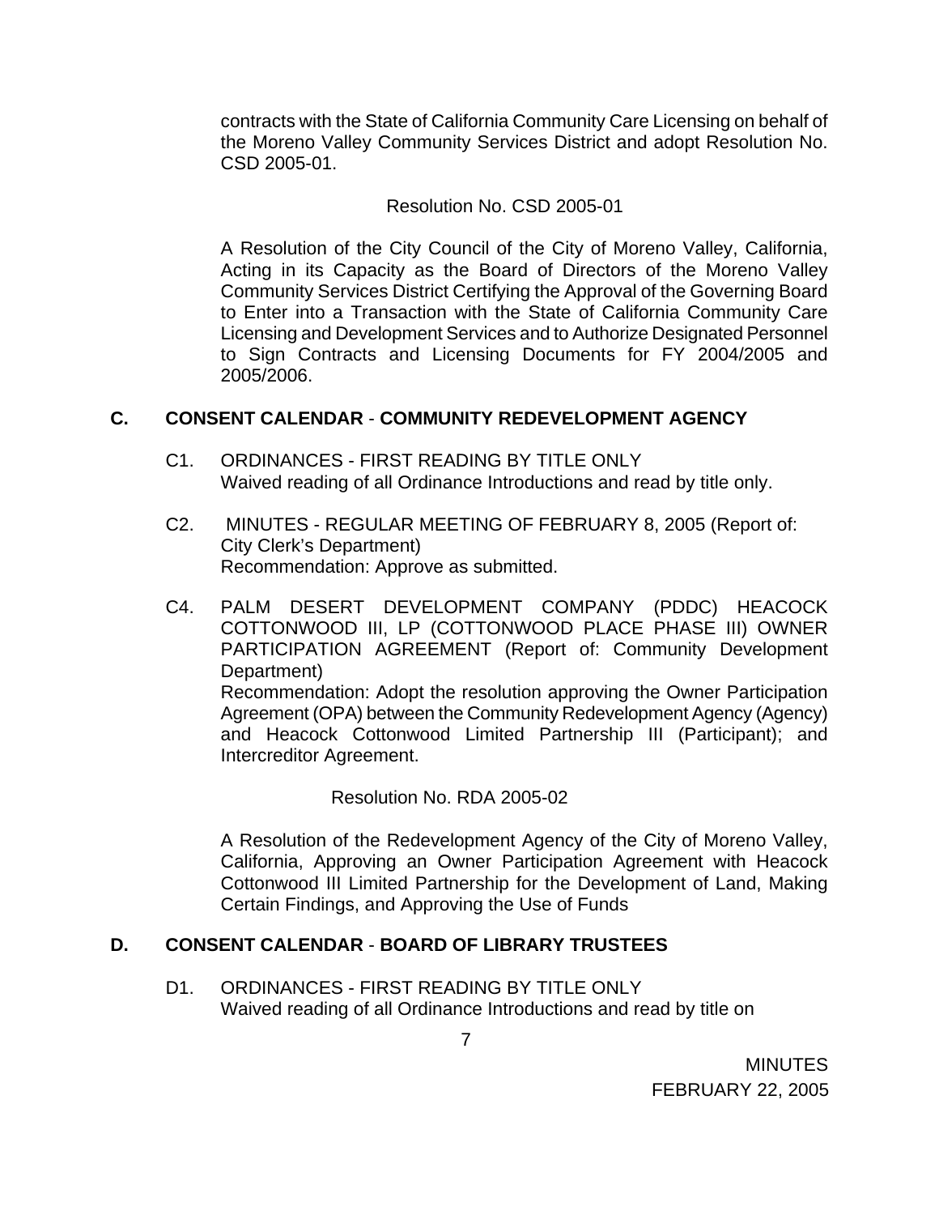contracts with the State of California Community Care Licensing on behalf of the Moreno Valley Community Services District and adopt Resolution No. CSD 2005-01.

Resolution No. CSD 2005-01

A Resolution of the City Council of the City of Moreno Valley, California, Acting in its Capacity as the Board of Directors of the Moreno Valley Community Services District Certifying the Approval of the Governing Board to Enter into a Transaction with the State of California Community Care Licensing and Development Services and to Authorize Designated Personnel to Sign Contracts and Licensing Documents for FY 2004/2005 and 2005/2006.

**C. CONSENT CALENDAR - COMMUNITY REDEVELOPMENT AGENCY**

C1. ORDINANCES - FIRST READING BY TITLE ONLY
Waived reading of all Ordinance Introductions and read by title only.

C2. MINUTES - REGULAR MEETING OF FEBRUARY 8, 2005 (Report of: City Clerk's Department)
Recommendation: Approve as submitted.

C4. PALM DESERT DEVELOPMENT COMPANY (PDDC) HEACOCK COTTONWOOD III, LP (COTTONWOOD PLACE PHASE III) OWNER PARTICIPATION AGREEMENT (Report of: Community Development Department)
Recommendation: Adopt the resolution approving the Owner Participation Agreement (OPA) between the Community Redevelopment Agency (Agency) and Heacock Cottonwood Limited Partnership III (Participant); and Intercreditor Agreement.

Resolution No. RDA 2005-02

A Resolution of the Redevelopment Agency of the City of Moreno Valley, California, Approving an Owner Participation Agreement with Heacock Cottonwood III Limited Partnership for the Development of Land, Making Certain Findings, and Approving the Use of Funds

**D. CONSENT CALENDAR - BOARD OF LIBRARY TRUSTEES**

D1. ORDINANCES - FIRST READING BY TITLE ONLY
Waived reading of all Ordinance Introductions and read by title on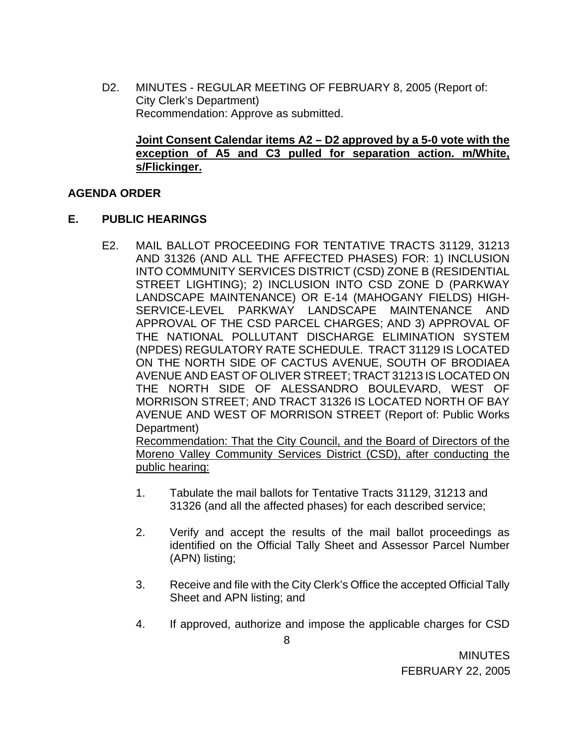D2. MINUTES - REGULAR MEETING OF FEBRUARY 8, 2005 (Report of: City Clerk's Department)
Recommendation: Approve as submitted.

**Joint Consent Calendar items A2 – D2 approved by a 5-0 vote with the exception of A5 and C3 pulled for separation action. m/White, s/Flickinger.**

**AGENDA ORDER**

**E. PUBLIC HEARINGS**

E2. MAIL BALLOT PROCEEDING FOR TENTATIVE TRACTS 31129, 31213 AND 31326 (AND ALL THE AFFECTED PHASES) FOR: 1) INCLUSION INTO COMMUNITY SERVICES DISTRICT (CSD) ZONE B (RESIDENTIAL STREET LIGHTING); 2) INCLUSION INTO CSD ZONE D (PARKWAY LANDSCAPE MAINTENANCE) OR E-14 (MAHOGANY FIELDS) HIGH-SERVICE-LEVEL PARKWAY LANDSCAPE MAINTENANCE AND APPROVAL OF THE CSD PARCEL CHARGES; AND 3) APPROVAL OF THE NATIONAL POLLUTANT DISCHARGE ELIMINATION SYSTEM (NPDES) REGULATORY RATE SCHEDULE. TRACT 31129 IS LOCATED ON THE NORTH SIDE OF CACTUS AVENUE, SOUTH OF BRODIAEA AVENUE AND EAST OF OLIVER STREET; TRACT 31213 IS LOCATED ON THE NORTH SIDE OF ALESSANDRO BOULEVARD, WEST OF MORRISON STREET; AND TRACT 31326 IS LOCATED NORTH OF BAY AVENUE AND WEST OF MORRISON STREET (Report of: Public Works Department)
Recommendation: That the City Council, and the Board of Directors of the Moreno Valley Community Services District (CSD), after conducting the public hearing:

1. Tabulate the mail ballots for Tentative Tracts 31129, 31213 and 31326 (and all the affected phases) for each described service;

2. Verify and accept the results of the mail ballot proceedings as identified on the Official Tally Sheet and Assessor Parcel Number (APN) listing;

3. Receive and file with the City Clerk's Office the accepted Official Tally Sheet and APN listing; and

4. If approved, authorize and impose the applicable charges for CSD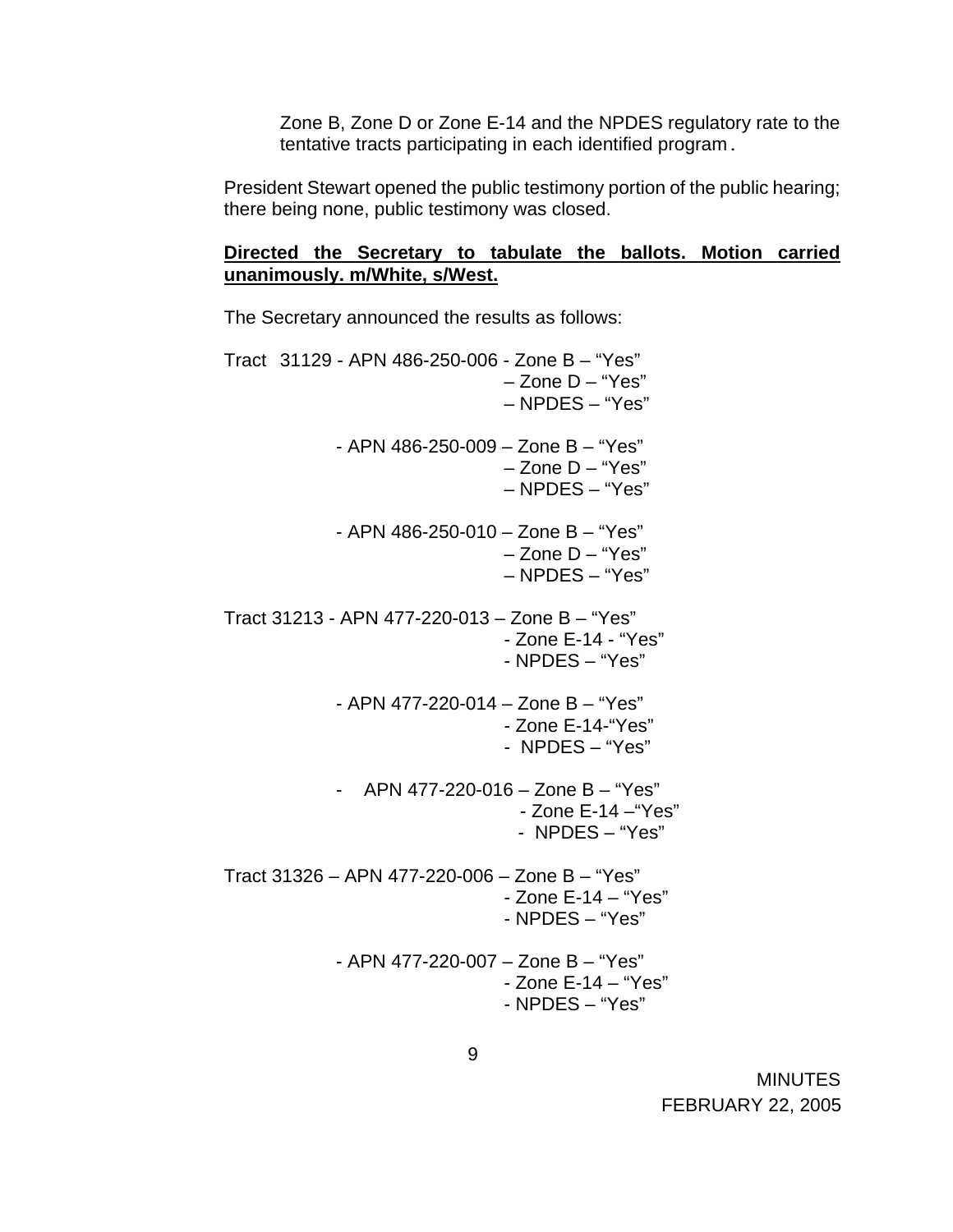Zone B, Zone D or Zone E-14 and the NPDES regulatory rate to the tentative tracts participating in each identified program.

President Stewart opened the public testimony portion of the public hearing; there being none, public testimony was closed.

**<u>Directed the Secretary to tabulate the ballots. Motion carried unanimously. m/White, s/West.</u>**

The Secretary announced the results as follows:

Tract 31129 - APN 486-250-006 - Zone B – "Yes"
– Zone D – "Yes"
– NPDES – "Yes"

- APN 486-250-009 – Zone B – "Yes"
– Zone D – "Yes"
– NPDES – "Yes"

- APN 486-250-010 – Zone B – "Yes"
– Zone D – "Yes"
– NPDES – "Yes"

Tract 31213 - APN 477-220-013 – Zone B – "Yes"
- Zone E-14 - "Yes"
- NPDES – "Yes"

- APN 477-220-014 – Zone B – "Yes"
- Zone E-14-"Yes"
- NPDES – "Yes"

- APN 477-220-016 – Zone B – "Yes"
- Zone E-14 –"Yes"
- NPDES – "Yes"

Tract 31326 – APN 477-220-006 – Zone B – "Yes"
- Zone E-14 – "Yes"
- NPDES – "Yes"

- APN 477-220-007 – Zone B – "Yes"
- Zone E-14 – "Yes"
- NPDES – "Yes"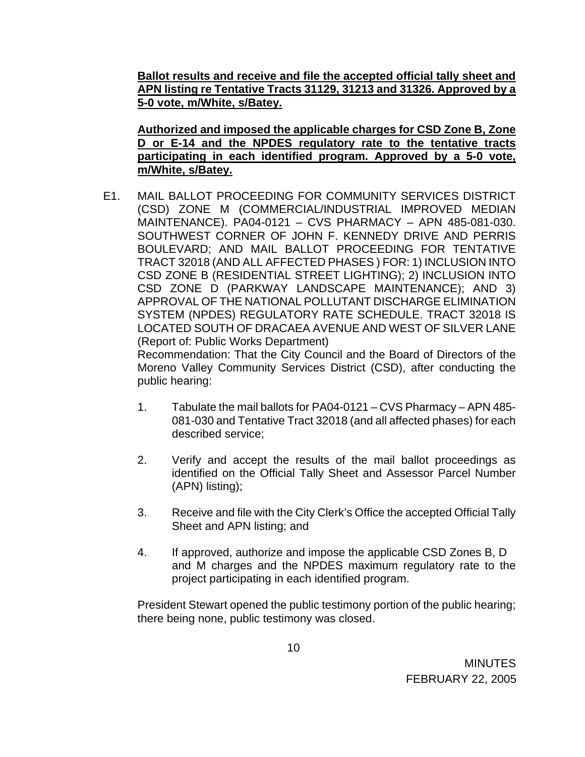**Ballot results and receive and file the accepted official tally sheet and APN listing re Tentative Tracts 31129, 31213 and 31326. Approved by a 5-0 vote, m/White, s/Batey.**

**Authorized and imposed the applicable charges for CSD Zone B, Zone D or E-14 and the NPDES regulatory rate to the tentative tracts participating in each identified program. Approved by a 5-0 vote, m/White, s/Batey.**

E1. MAIL BALLOT PROCEEDING FOR COMMUNITY SERVICES DISTRICT (CSD) ZONE M (COMMERCIAL/INDUSTRIAL IMPROVED MEDIAN MAINTENANCE). PA04-0121 – CVS PHARMACY – APN 485-081-030. SOUTHWEST CORNER OF JOHN F. KENNEDY DRIVE AND PERRIS BOULEVARD; AND MAIL BALLOT PROCEEDING FOR TENTATIVE TRACT 32018 (AND ALL AFFECTED PHASES ) FOR: 1) INCLUSION INTO CSD ZONE B (RESIDENTIAL STREET LIGHTING); 2) INCLUSION INTO CSD ZONE D (PARKWAY LANDSCAPE MAINTENANCE); AND 3) APPROVAL OF THE NATIONAL POLLUTANT DISCHARGE ELIMINATION SYSTEM (NPDES) REGULATORY RATE SCHEDULE. TRACT 32018 IS LOCATED SOUTH OF DRACAEA AVENUE AND WEST OF SILVER LANE (Report of: Public Works Department)

Recommendation: That the City Council and the Board of Directors of the Moreno Valley Community Services District (CSD), after conducting the public hearing:

1. Tabulate the mail ballots for PA04-0121 – CVS Pharmacy – APN 485-081-030 and Tentative Tract 32018 (and all affected phases) for each described service;

2. Verify and accept the results of the mail ballot proceedings as identified on the Official Tally Sheet and Assessor Parcel Number (APN) listing);

3. Receive and file with the City Clerk's Office the accepted Official Tally Sheet and APN listing; and

4. If approved, authorize and impose the applicable CSD Zones B, D and M charges and the NPDES maximum regulatory rate to the project participating in each identified program.

President Stewart opened the public testimony portion of the public hearing; there being none, public testimony was closed.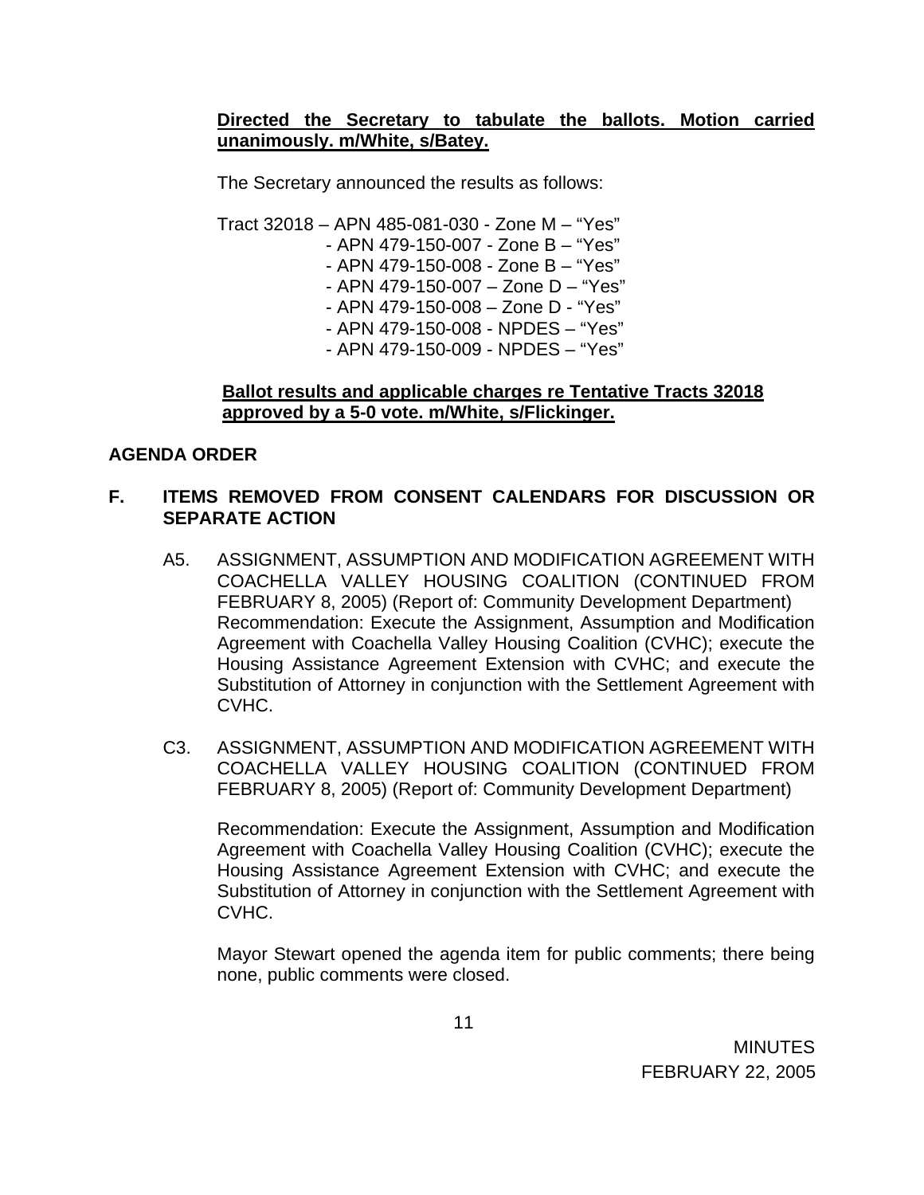**Directed the Secretary to tabulate the ballots. Motion carried unanimously. m/White, s/Batey.**

The Secretary announced the results as follows:

Tract 32018 – APN 485-081-030 - Zone M – "Yes"
- APN 479-150-007 - Zone B – "Yes"
- APN 479-150-008 - Zone B – "Yes"
- APN 479-150-007 – Zone D – "Yes"
- APN 479-150-008 – Zone D - "Yes"
- APN 479-150-008 - NPDES – "Yes"
- APN 479-150-009 - NPDES – "Yes"

**Ballot results and applicable charges re Tentative Tracts 32018 approved by a 5-0 vote. m/White, s/Flickinger.**

**AGENDA ORDER**

**F. ITEMS REMOVED FROM CONSENT CALENDARS FOR DISCUSSION OR SEPARATE ACTION**

A5. ASSIGNMENT, ASSUMPTION AND MODIFICATION AGREEMENT WITH COACHELLA VALLEY HOUSING COALITION (CONTINUED FROM FEBRUARY 8, 2005) (Report of: Community Development Department) Recommendation: Execute the Assignment, Assumption and Modification Agreement with Coachella Valley Housing Coalition (CVHC); execute the Housing Assistance Agreement Extension with CVHC; and execute the Substitution of Attorney in conjunction with the Settlement Agreement with CVHC.

C3. ASSIGNMENT, ASSUMPTION AND MODIFICATION AGREEMENT WITH COACHELLA VALLEY HOUSING COALITION (CONTINUED FROM FEBRUARY 8, 2005) (Report of: Community Development Department)

Recommendation: Execute the Assignment, Assumption and Modification Agreement with Coachella Valley Housing Coalition (CVHC); execute the Housing Assistance Agreement Extension with CVHC; and execute the Substitution of Attorney in conjunction with the Settlement Agreement with CVHC.

Mayor Stewart opened the agenda item for public comments; there being none, public comments were closed.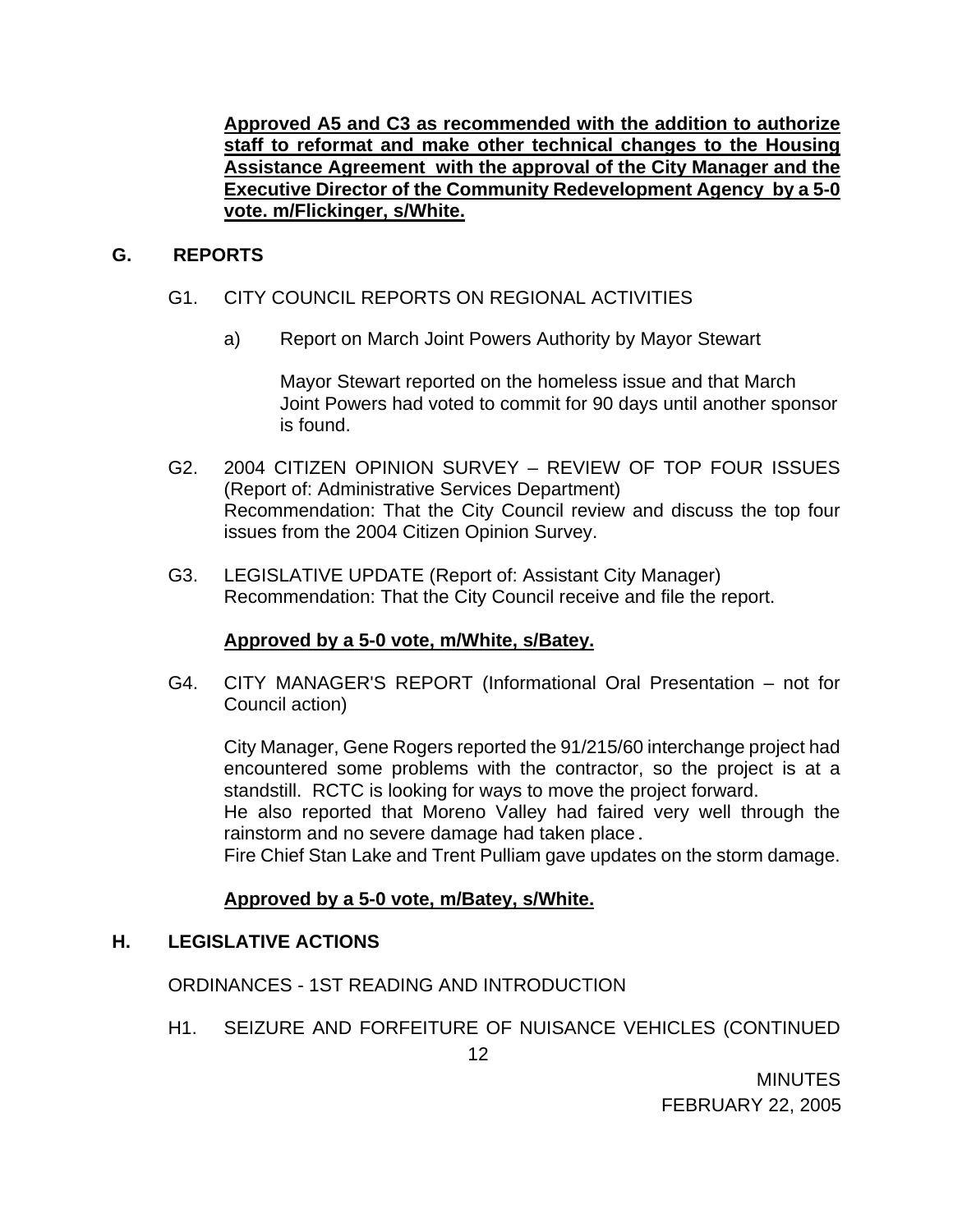**Approved A5 and C3 as recommended with the addition to authorize staff to reformat and make other technical changes to the Housing Assistance Agreement with the approval of the City Manager and the Executive Director of the Community Redevelopment Agency by a 5-0 vote. m/Flickinger, s/White.**

## G. REPORTS

G1. CITY COUNCIL REPORTS ON REGIONAL ACTIVITIES

a) Report on March Joint Powers Authority by Mayor Stewart

Mayor Stewart reported on the homeless issue and that March Joint Powers had voted to commit for 90 days until another sponsor is found.

G2. 2004 CITIZEN OPINION SURVEY – REVIEW OF TOP FOUR ISSUES (Report of: Administrative Services Department)
Recommendation: That the City Council review and discuss the top four issues from the 2004 Citizen Opinion Survey.

G3. LEGISLATIVE UPDATE (Report of: Assistant City Manager)
Recommendation: That the City Council receive and file the report.

**Approved by a 5-0 vote, m/White, s/Batey.**

G4. CITY MANAGER'S REPORT (Informational Oral Presentation – not for Council action)

City Manager, Gene Rogers reported the 91/215/60 interchange project had encountered some problems with the contractor, so the project is at a standstill. RCTC is looking for ways to move the project forward.
He also reported that Moreno Valley had faired very well through the rainstorm and no severe damage had taken place.
Fire Chief Stan Lake and Trent Pulliam gave updates on the storm damage.

**Approved by a 5-0 vote, m/Batey, s/White.**

## H. LEGISLATIVE ACTIONS

ORDINANCES - 1ST READING AND INTRODUCTION

H1. SEIZURE AND FORFEITURE OF NUISANCE VEHICLES (CONTINUED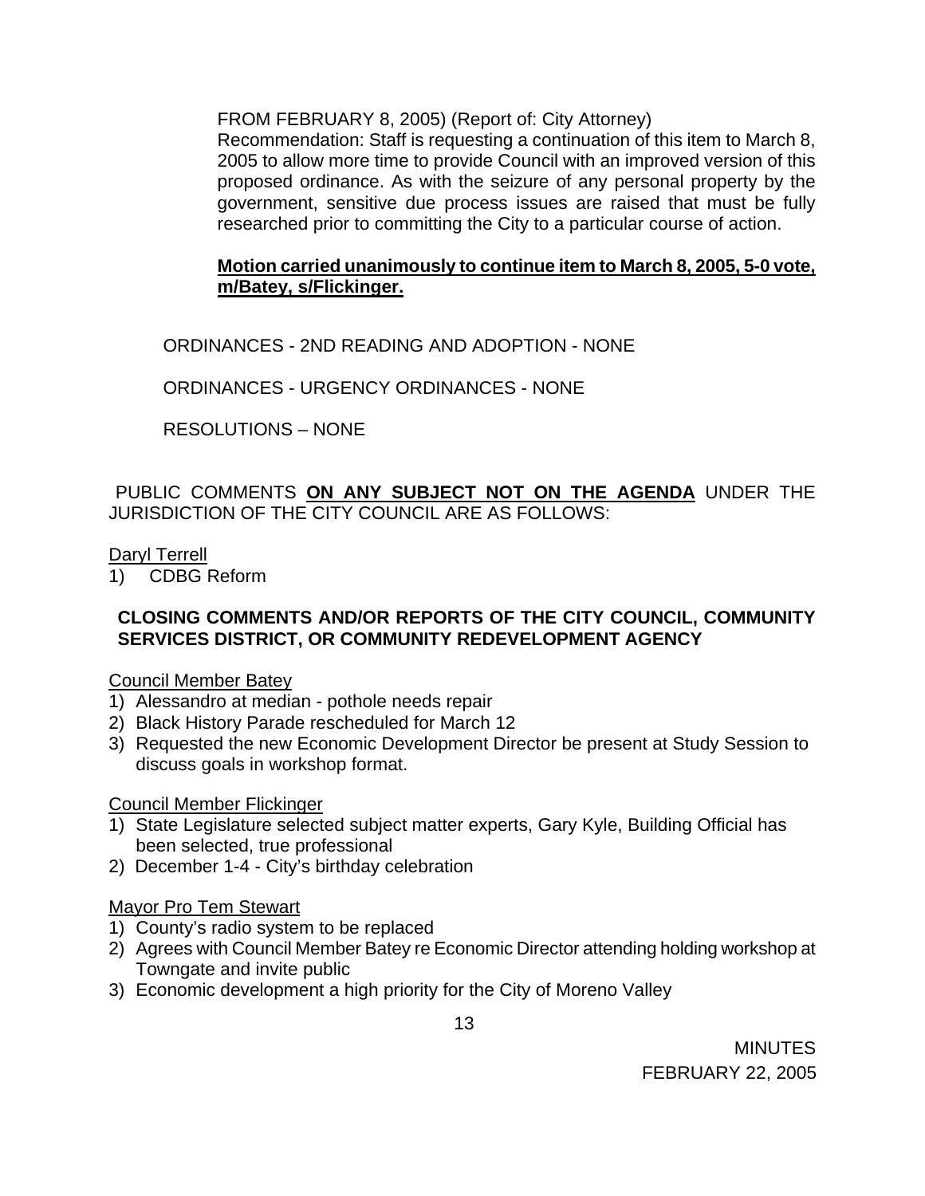FROM FEBRUARY 8, 2005) (Report of: City Attorney)
Recommendation: Staff is requesting a continuation of this item to March 8, 2005 to allow more time to provide Council with an improved version of this proposed ordinance. As with the seizure of any personal property by the government, sensitive due process issues are raised that must be fully researched prior to committing the City to a particular course of action.

**Motion carried unanimously to continue item to March 8, 2005, 5-0 vote, m/Batey, s/Flickinger.**

ORDINANCES - 2ND READING AND ADOPTION - NONE

ORDINANCES - URGENCY ORDINANCES - NONE

RESOLUTIONS – NONE

PUBLIC COMMENTS **ON ANY SUBJECT NOT ON THE AGENDA** UNDER THE JURISDICTION OF THE CITY COUNCIL ARE AS FOLLOWS:

Daryl Terrell
1) CDBG Reform

**CLOSING COMMENTS AND/OR REPORTS OF THE CITY COUNCIL, COMMUNITY SERVICES DISTRICT, OR COMMUNITY REDEVELOPMENT AGENCY**

Council Member Batey
1) Alessandro at median - pothole needs repair
2) Black History Parade rescheduled for March 12
3) Requested the new Economic Development Director be present at Study Session to discuss goals in workshop format.

Council Member Flickinger
1) State Legislature selected subject matter experts, Gary Kyle, Building Official has been selected, true professional
2) December 1-4 - City's birthday celebration

Mayor Pro Tem Stewart
1) County's radio system to be replaced
2) Agrees with Council Member Batey re Economic Director attending holding workshop at Towngate and invite public
3) Economic development a high priority for the City of Moreno Valley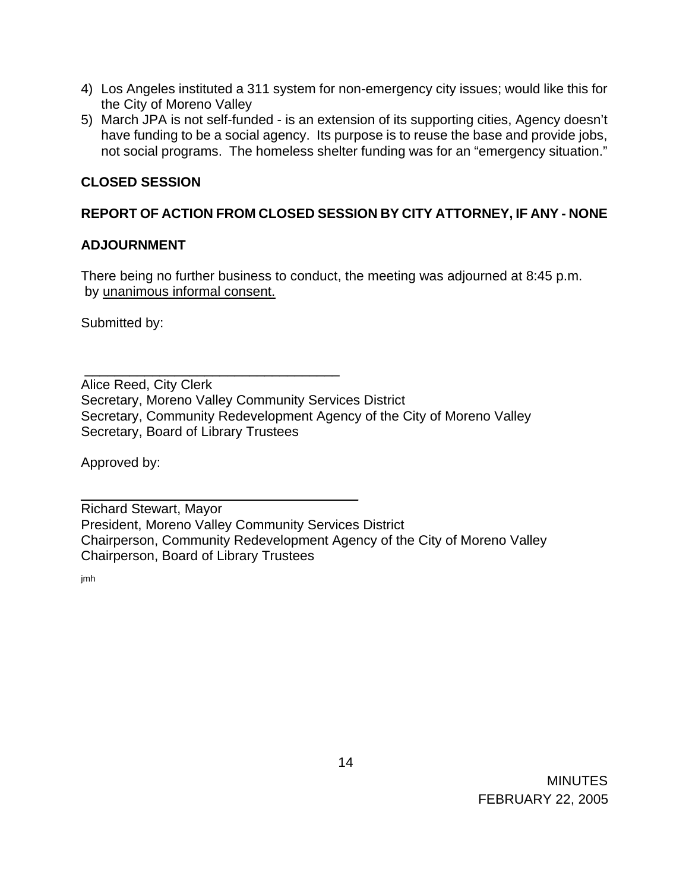4) Los Angeles instituted a 311 system for non-emergency city issues; would like this for the City of Moreno Valley
5) March JPA is not self-funded - is an extension of its supporting cities, Agency doesn't have funding to be a social agency. Its purpose is to reuse the base and provide jobs, not social programs. The homeless shelter funding was for an "emergency situation."

**CLOSED SESSION**

**REPORT OF ACTION FROM CLOSED SESSION BY CITY ATTORNEY, IF ANY - NONE**

**ADJOURNMENT**

There being no further business to conduct, the meeting was adjourned at 8:45 p.m. by unanimous informal consent.

Submitted by:

\_\_\_\_\_\_\_\_\_\_\_\_\_\_\_\_\_\_\_\_\_\_\_\_\_\_\_\_\_\_\_\_\_\_\_

Alice Reed, City Clerk
Secretary, Moreno Valley Community Services District
Secretary, Community Redevelopment Agency of the City of Moreno Valley
Secretary, Board of Library Trustees

Approved by:

\_\_\_\_\_\_\_\_\_\_\_\_\_\_\_\_\_\_\_\_\_\_\_\_\_\_\_\_\_\_\_\_\_\_\_

Richard Stewart, Mayor
President, Moreno Valley Community Services District
Chairperson, Community Redevelopment Agency of the City of Moreno Valley
Chairperson, Board of Library Trustees

jmh

MINUTES
FEBRUARY 22, 2005